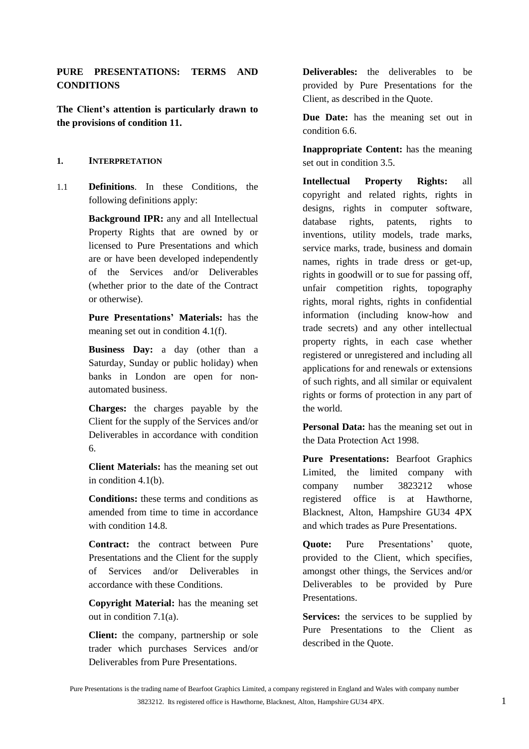# PURE PRESENTATIONS: TERMS AND CONDITIONS

**The Client's attention is particularly drawn to the provisions of condition 11.**

## 1. INTERPRETATION

1.1 **Definitions**. In these Conditions, the following definitions apply:

**Background IPR:** any and all Intellectual Property Rights that are owned by or licensed to Pure Presentations and which are or have been developed independently of the Services and/or Deliverables (whether prior to the date of the Contract or otherwise).

**Pure Presentations' Materials:** has the meaning set out in condition 4.1(f).

**Business Day:** a day (other than a Saturday, Sunday or public holiday) when banks in London are open for non-automated business.

**Charges:** the charges payable by the Client for the supply of the Services and/or Deliverables in accordance with condition 6.

**Client Materials:** has the meaning set out in condition 4.1(b).

**Conditions:** these terms and conditions as amended from time to time in accordance with condition 14.8.

**Contract:** the contract between Pure Presentations and the Client for the supply of Services and/or Deliverables in accordance with these Conditions.

**Copyright Material:** has the meaning set out in condition 7.1(a).

**Client:** the company, partnership or sole trader which purchases Services and/or Deliverables from Pure Presentations.

**Deliverables:** the deliverables to be provided by Pure Presentations for the Client, as described in the Quote.

**Due Date:** has the meaning set out in condition 6.6.

**Inappropriate Content:** has the meaning set out in condition 3.5.

**Intellectual Property Rights:** all copyright and related rights, rights in designs, rights in computer software, database rights, patents, rights to inventions, utility models, trade marks, service marks, trade, business and domain names, rights in trade dress or get-up, rights in goodwill or to sue for passing off, unfair competition rights, topography rights, moral rights, rights in confidential information (including know-how and trade secrets) and any other intellectual property rights, in each case whether registered or unregistered and including all applications for and renewals or extensions of such rights, and all similar or equivalent rights or forms of protection in any part of the world.

**Personal Data:** has the meaning set out in the Data Protection Act 1998.

**Pure Presentations:** Bearfoot Graphics Limited, the limited company with company number 3823212 whose registered office is at Hawthorne, Blacknest, Alton, Hampshire GU34 4PX and which trades as Pure Presentations.

**Quote:** Pure Presentations' quote, provided to the Client, which specifies, amongst other things, the Services and/or Deliverables to be provided by Pure Presentations.

**Services:** the services to be supplied by Pure Presentations to the Client as described in the Quote.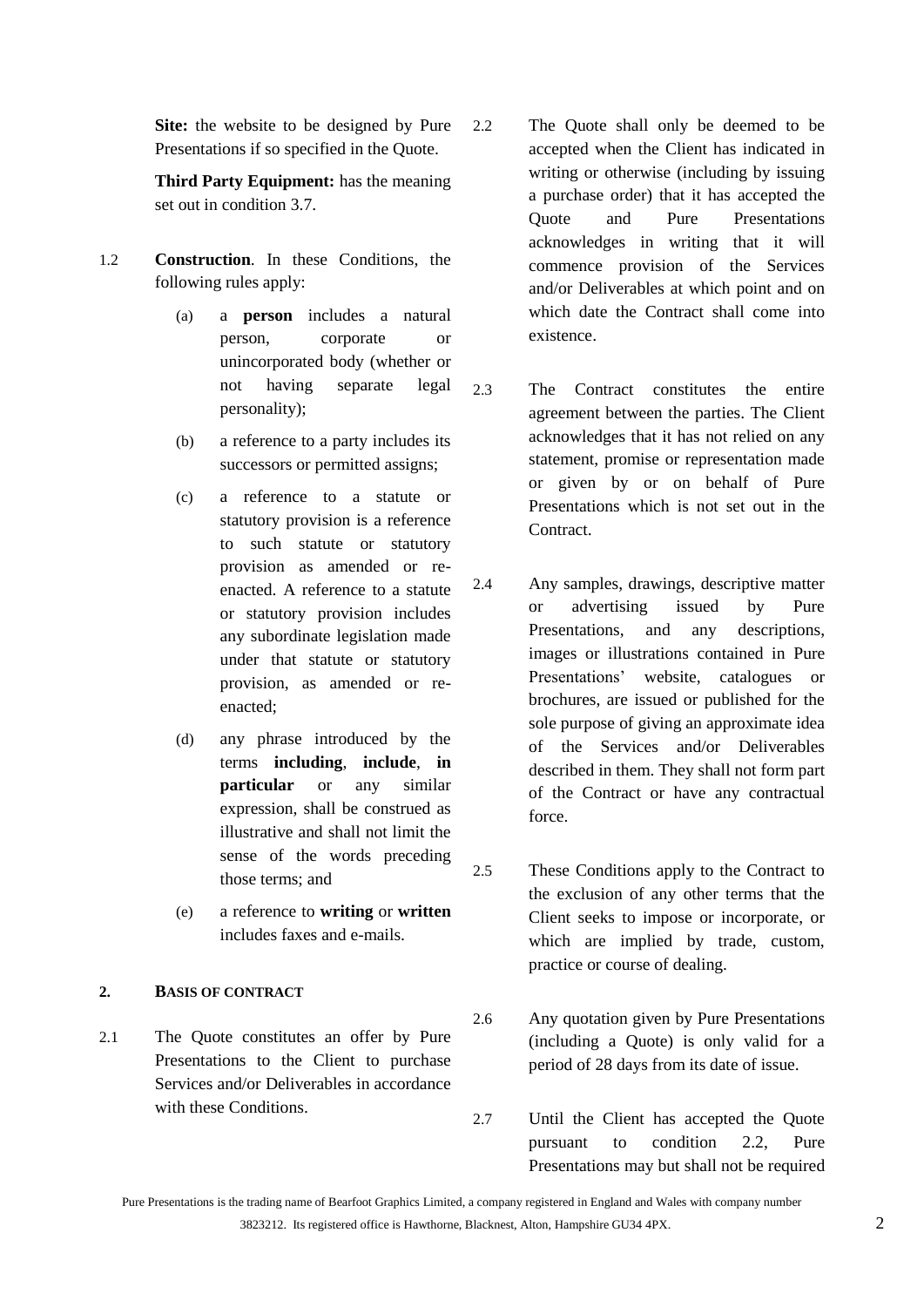**Site:** the website to be designed by Pure Presentations if so specified in the Quote.

**Third Party Equipment:** has the meaning set out in condition 3.7.

1.2 **Construction**. In these Conditions, the following rules apply:

(a) a **person** includes a natural person, corporate or unincorporated body (whether or not having separate legal personality);

(b) a reference to a party includes its successors or permitted assigns;

(c) a reference to a statute or statutory provision is a reference to such statute or statutory provision as amended or re-enacted. A reference to a statute or statutory provision includes any subordinate legislation made under that statute or statutory provision, as amended or re-enacted;

(d) any phrase introduced by the terms **including**, **include**, **in particular** or any similar expression, shall be construed as illustrative and shall not limit the sense of the words preceding those terms; and

(e) a reference to **writing** or **written** includes faxes and e-mails.

## 2. BASIS OF CONTRACT

2.1 The Quote constitutes an offer by Pure Presentations to the Client to purchase Services and/or Deliverables in accordance with these Conditions.

2.2 The Quote shall only be deemed to be accepted when the Client has indicated in writing or otherwise (including by issuing a purchase order) that it has accepted the Quote and Pure Presentations acknowledges in writing that it will commence provision of the Services and/or Deliverables at which point and on which date the Contract shall come into existence.

2.3 The Contract constitutes the entire agreement between the parties. The Client acknowledges that it has not relied on any statement, promise or representation made or given by or on behalf of Pure Presentations which is not set out in the Contract.

2.4 Any samples, drawings, descriptive matter or advertising issued by Pure Presentations, and any descriptions, images or illustrations contained in Pure Presentations' website, catalogues or brochures, are issued or published for the sole purpose of giving an approximate idea of the Services and/or Deliverables described in them. They shall not form part of the Contract or have any contractual force.

2.5 These Conditions apply to the Contract to the exclusion of any other terms that the Client seeks to impose or incorporate, or which are implied by trade, custom, practice or course of dealing.

2.6 Any quotation given by Pure Presentations (including a Quote) is only valid for a period of 28 days from its date of issue.

2.7 Until the Client has accepted the Quote pursuant to condition 2.2, Pure Presentations may but shall not be required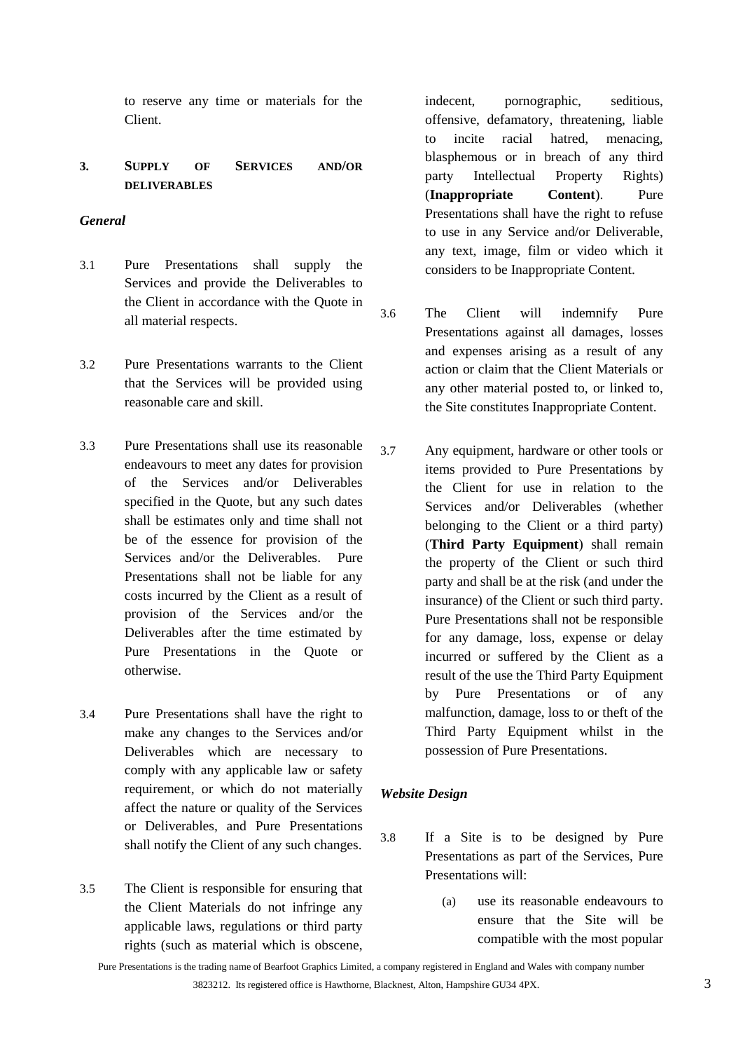to reserve any time or materials for the Client.

## 3. SUPPLY OF SERVICES AND/OR DELIVERABLES

***General***

3.1 Pure Presentations shall supply the Services and provide the Deliverables to the Client in accordance with the Quote in all material respects.

3.2 Pure Presentations warrants to the Client that the Services will be provided using reasonable care and skill.

3.3 Pure Presentations shall use its reasonable endeavours to meet any dates for provision of the Services and/or Deliverables specified in the Quote, but any such dates shall be estimates only and time shall not be of the essence for provision of the Services and/or the Deliverables. Pure Presentations shall not be liable for any costs incurred by the Client as a result of provision of the Services and/or the Deliverables after the time estimated by Pure Presentations in the Quote or otherwise.

3.4 Pure Presentations shall have the right to make any changes to the Services and/or Deliverables which are necessary to comply with any applicable law or safety requirement, or which do not materially affect the nature or quality of the Services or Deliverables, and Pure Presentations shall notify the Client of any such changes.

3.5 The Client is responsible for ensuring that the Client Materials do not infringe any applicable laws, regulations or third party rights (such as material which is obscene, indecent, pornographic, seditious, offensive, defamatory, threatening, liable to incite racial hatred, menacing, blasphemous or in breach of any third party Intellectual Property Rights) (**Inappropriate Content**). Pure Presentations shall have the right to refuse to use in any Service and/or Deliverable, any text, image, film or video which it considers to be Inappropriate Content.

3.6 The Client will indemnify Pure Presentations against all damages, losses and expenses arising as a result of any action or claim that the Client Materials or any other material posted to, or linked to, the Site constitutes Inappropriate Content.

3.7 Any equipment, hardware or other tools or items provided to Pure Presentations by the Client for use in relation to the Services and/or Deliverables (whether belonging to the Client or a third party) (**Third Party Equipment**) shall remain the property of the Client or such third party and shall be at the risk (and under the insurance) of the Client or such third party. Pure Presentations shall not be responsible for any damage, loss, expense or delay incurred or suffered by the Client as a result of the use the Third Party Equipment by Pure Presentations or of any malfunction, damage, loss to or theft of the Third Party Equipment whilst in the possession of Pure Presentations.

***Website Design***

3.8 If a Site is to be designed by Pure Presentations as part of the Services, Pure Presentations will:

(a) use its reasonable endeavours to ensure that the Site will be compatible with the most popular

Pure Presentations is the trading name of Bearfoot Graphics Limited, a company registered in England and Wales with company number 3823212. Its registered office is Hawthorne, Blacknest, Alton, Hampshire GU34 4PX.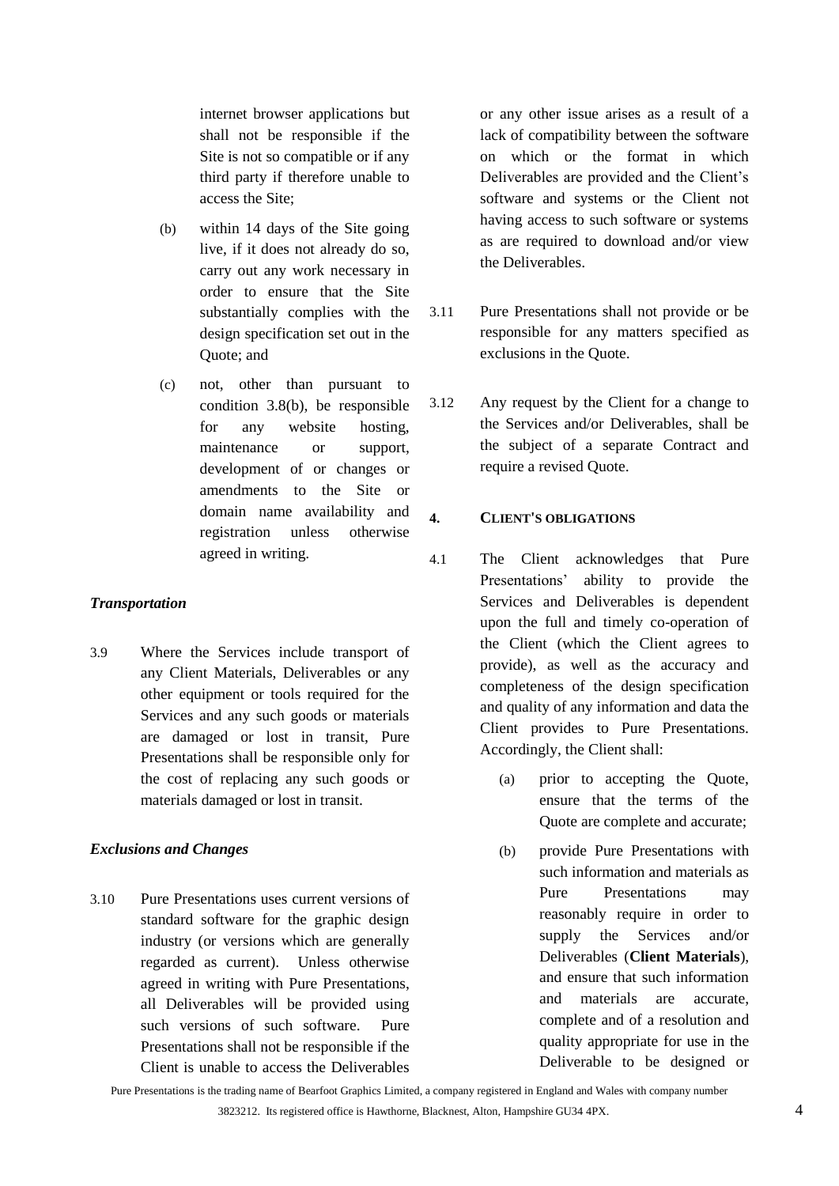internet browser applications but shall not be responsible if the Site is not so compatible or if any third party if therefore unable to access the Site;

(b) within 14 days of the Site going live, if it does not already do so, carry out any work necessary in order to ensure that the Site substantially complies with the design specification set out in the Quote; and

(c) not, other than pursuant to condition 3.8(b), be responsible for any website hosting, maintenance or support, development of or changes or amendments to the Site or domain name availability and registration unless otherwise agreed in writing.

***Transportation***

3.9 Where the Services include transport of any Client Materials, Deliverables or any other equipment or tools required for the Services and any such goods or materials are damaged or lost in transit, Pure Presentations shall be responsible only for the cost of replacing any such goods or materials damaged or lost in transit.

***Exclusions and Changes***

3.10 Pure Presentations uses current versions of standard software for the graphic design industry (or versions which are generally regarded as current). Unless otherwise agreed in writing with Pure Presentations, all Deliverables will be provided using such versions of such software. Pure Presentations shall not be responsible if the Client is unable to access the Deliverables or any other issue arises as a result of a lack of compatibility between the software on which or the format in which Deliverables are provided and the Client's software and systems or the Client not having access to such software or systems as are required to download and/or view the Deliverables.

3.11 Pure Presentations shall not provide or be responsible for any matters specified as exclusions in the Quote.

3.12 Any request by the Client for a change to the Services and/or Deliverables, shall be the subject of a separate Contract and require a revised Quote.

**4. CLIENT'S OBLIGATIONS**

4.1 The Client acknowledges that Pure Presentations' ability to provide the Services and Deliverables is dependent upon the full and timely co-operation of the Client (which the Client agrees to provide), as well as the accuracy and completeness of the design specification and quality of any information and data the Client provides to Pure Presentations. Accordingly, the Client shall:

(a) prior to accepting the Quote, ensure that the terms of the Quote are complete and accurate;

(b) provide Pure Presentations with such information and materials as Pure Presentations may reasonably require in order to supply the Services and/or Deliverables (**Client Materials**), and ensure that such information and materials are accurate, complete and of a resolution and quality appropriate for use in the Deliverable to be designed or

Pure Presentations is the trading name of Bearfoot Graphics Limited, a company registered in England and Wales with company number 3823212. Its registered office is Hawthorne, Blacknest, Alton, Hampshire GU34 4PX.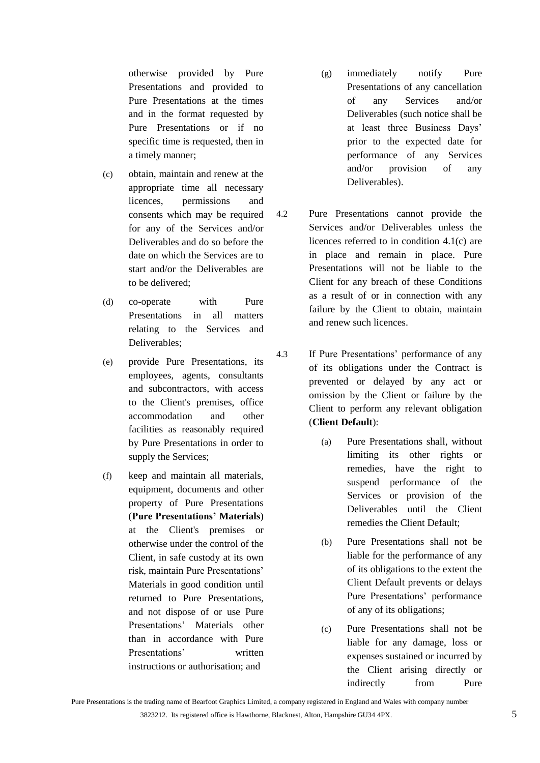otherwise provided by Pure Presentations and provided to Pure Presentations at the times and in the format requested by Pure Presentations or if no specific time is requested, then in a timely manner;

(c) obtain, maintain and renew at the appropriate time all necessary licences, permissions and consents which may be required for any of the Services and/or Deliverables and do so before the date on which the Services are to start and/or the Deliverables are to be delivered;

(d) co-operate with Pure Presentations in all matters relating to the Services and Deliverables;

(e) provide Pure Presentations, its employees, agents, consultants and subcontractors, with access to the Client's premises, office accommodation and other facilities as reasonably required by Pure Presentations in order to supply the Services;

(f) keep and maintain all materials, equipment, documents and other property of Pure Presentations (**Pure Presentations' Materials**) at the Client's premises or otherwise under the control of the Client, in safe custody at its own risk, maintain Pure Presentations' Materials in good condition until returned to Pure Presentations, and not dispose of or use Pure Presentations' Materials other than in accordance with Pure Presentations' written instructions or authorisation; and

(g) immediately notify Pure Presentations of any cancellation of any Services and/or Deliverables (such notice shall be at least three Business Days' prior to the expected date for performance of any Services and/or provision of any Deliverables).

4.2 Pure Presentations cannot provide the Services and/or Deliverables unless the licences referred to in condition 4.1(c) are in place and remain in place. Pure Presentations will not be liable to the Client for any breach of these Conditions as a result of or in connection with any failure by the Client to obtain, maintain and renew such licences.

4.3 If Pure Presentations' performance of any of its obligations under the Contract is prevented or delayed by any act or omission by the Client or failure by the Client to perform any relevant obligation (**Client Default**):

(a) Pure Presentations shall, without limiting its other rights or remedies, have the right to suspend performance of the Services or provision of the Deliverables until the Client remedies the Client Default;

(b) Pure Presentations shall not be liable for the performance of any of its obligations to the extent the Client Default prevents or delays Pure Presentations' performance of any of its obligations;

(c) Pure Presentations shall not be liable for any damage, loss or expenses sustained or incurred by the Client arising directly or indirectly from Pure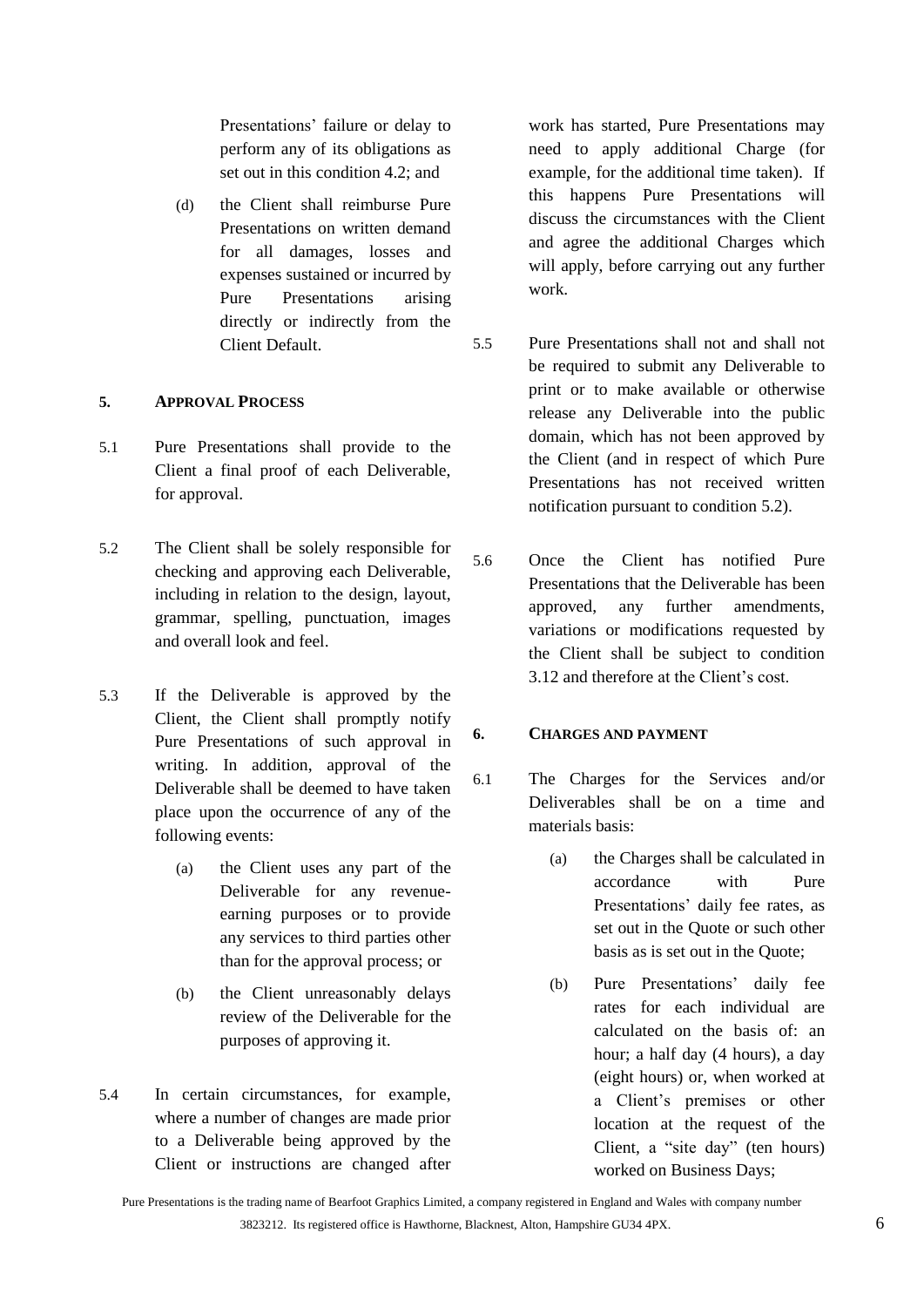Presentations' failure or delay to perform any of its obligations as set out in this condition 4.2; and

(d) the Client shall reimburse Pure Presentations on written demand for all damages, losses and expenses sustained or incurred by Pure Presentations arising directly or indirectly from the Client Default.

## 5. APPROVAL PROCESS

5.1 Pure Presentations shall provide to the Client a final proof of each Deliverable, for approval.

5.2 The Client shall be solely responsible for checking and approving each Deliverable, including in relation to the design, layout, grammar, spelling, punctuation, images and overall look and feel.

5.3 If the Deliverable is approved by the Client, the Client shall promptly notify Pure Presentations of such approval in writing. In addition, approval of the Deliverable shall be deemed to have taken place upon the occurrence of any of the following events:

(a) the Client uses any part of the Deliverable for any revenue-earning purposes or to provide any services to third parties other than for the approval process; or

(b) the Client unreasonably delays review of the Deliverable for the purposes of approving it.

5.4 In certain circumstances, for example, where a number of changes are made prior to a Deliverable being approved by the Client or instructions are changed after work has started, Pure Presentations may need to apply additional Charge (for example, for the additional time taken). If this happens Pure Presentations will discuss the circumstances with the Client and agree the additional Charges which will apply, before carrying out any further work.

5.5 Pure Presentations shall not and shall not be required to submit any Deliverable to print or to make available or otherwise release any Deliverable into the public domain, which has not been approved by the Client (and in respect of which Pure Presentations has not received written notification pursuant to condition 5.2).

5.6 Once the Client has notified Pure Presentations that the Deliverable has been approved, any further amendments, variations or modifications requested by the Client shall be subject to condition 3.12 and therefore at the Client's cost.

## 6. CHARGES AND PAYMENT

6.1 The Charges for the Services and/or Deliverables shall be on a time and materials basis:

(a) the Charges shall be calculated in accordance with Pure Presentations' daily fee rates, as set out in the Quote or such other basis as is set out in the Quote;

(b) Pure Presentations' daily fee rates for each individual are calculated on the basis of: an hour; a half day (4 hours), a day (eight hours) or, when worked at a Client's premises or other location at the request of the Client, a "site day" (ten hours) worked on Business Days;

Pure Presentations is the trading name of Bearfoot Graphics Limited, a company registered in England and Wales with company number 3823212. Its registered office is Hawthorne, Blacknest, Alton, Hampshire GU34 4PX.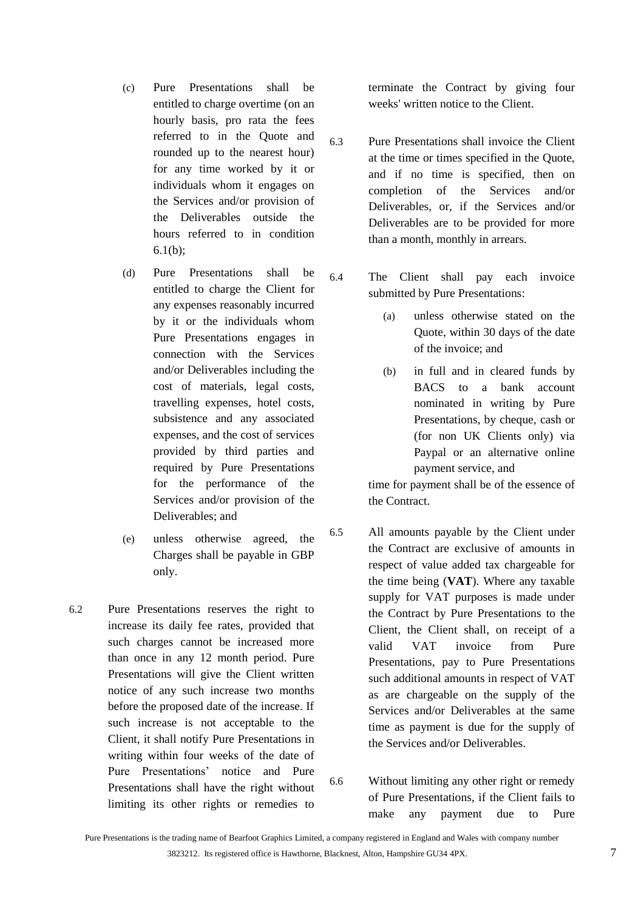(c) Pure Presentations shall be entitled to charge overtime (on an hourly basis, pro rata the fees referred to in the Quote and rounded up to the nearest hour) for any time worked by it or individuals whom it engages on the Services and/or provision of the Deliverables outside the hours referred to in condition 6.1(b);

(d) Pure Presentations shall be entitled to charge the Client for any expenses reasonably incurred by it or the individuals whom Pure Presentations engages in connection with the Services and/or Deliverables including the cost of materials, legal costs, travelling expenses, hotel costs, subsistence and any associated expenses, and the cost of services provided by third parties and required by Pure Presentations for the performance of the Services and/or provision of the Deliverables; and

(e) unless otherwise agreed, the Charges shall be payable in GBP only.

6.2 Pure Presentations reserves the right to increase its daily fee rates, provided that such charges cannot be increased more than once in any 12 month period. Pure Presentations will give the Client written notice of any such increase two months before the proposed date of the increase. If such increase is not acceptable to the Client, it shall notify Pure Presentations in writing within four weeks of the date of Pure Presentations' notice and Pure Presentations shall have the right without limiting its other rights or remedies to terminate the Contract by giving four weeks' written notice to the Client.

6.3 Pure Presentations shall invoice the Client at the time or times specified in the Quote, and if no time is specified, then on completion of the Services and/or Deliverables, or, if the Services and/or Deliverables are to be provided for more than a month, monthly in arrears.

6.4 The Client shall pay each invoice submitted by Pure Presentations:

(a) unless otherwise stated on the Quote, within 30 days of the date of the invoice; and

(b) in full and in cleared funds by BACS to a bank account nominated in writing by Pure Presentations, by cheque, cash or (for non UK Clients only) via Paypal or an alternative online payment service, and

time for payment shall be of the essence of the Contract.

6.5 All amounts payable by the Client under the Contract are exclusive of amounts in respect of value added tax chargeable for the time being (**VAT**). Where any taxable supply for VAT purposes is made under the Contract by Pure Presentations to the Client, the Client shall, on receipt of a valid VAT invoice from Pure Presentations, pay to Pure Presentations such additional amounts in respect of VAT as are chargeable on the supply of the Services and/or Deliverables at the same time as payment is due for the supply of the Services and/or Deliverables.

6.6 Without limiting any other right or remedy of Pure Presentations, if the Client fails to make any payment due to Pure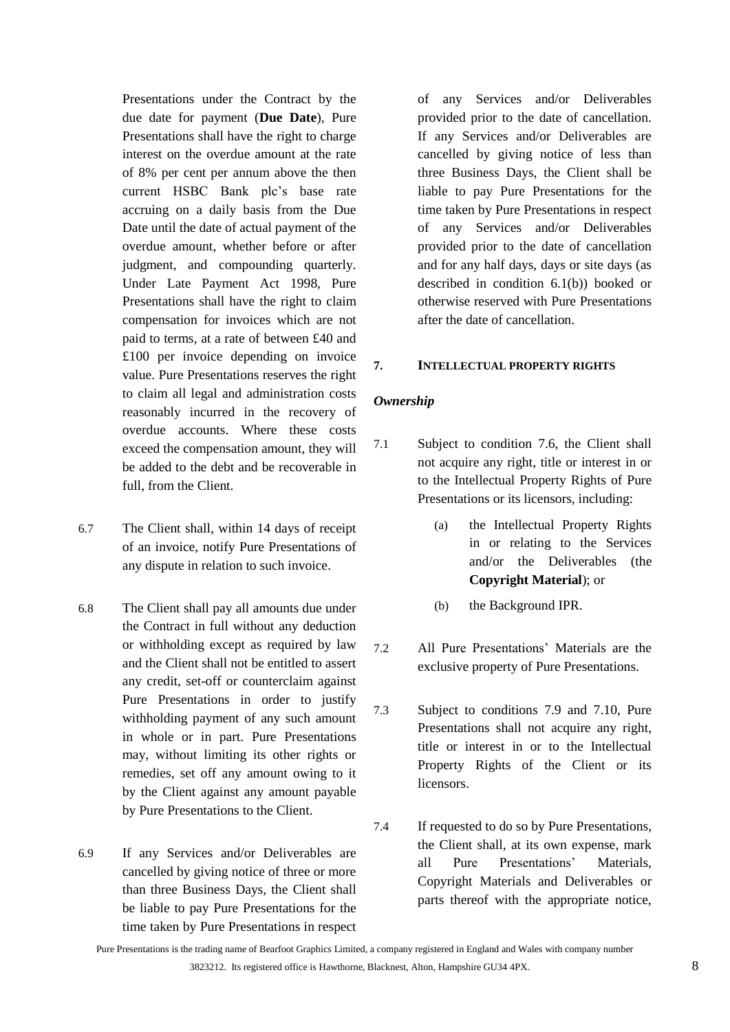Presentations under the Contract by the due date for payment (**Due Date**), Pure Presentations shall have the right to charge interest on the overdue amount at the rate of 8% per cent per annum above the then current HSBC Bank plc's base rate accruing on a daily basis from the Due Date until the date of actual payment of the overdue amount, whether before or after judgment, and compounding quarterly. Under Late Payment Act 1998, Pure Presentations shall have the right to claim compensation for invoices which are not paid to terms, at a rate of between £40 and £100 per invoice depending on invoice value. Pure Presentations reserves the right to claim all legal and administration costs reasonably incurred in the recovery of overdue accounts. Where these costs exceed the compensation amount, they will be added to the debt and be recoverable in full, from the Client.

6.7 The Client shall, within 14 days of receipt of an invoice, notify Pure Presentations of any dispute in relation to such invoice.

6.8 The Client shall pay all amounts due under the Contract in full without any deduction or withholding except as required by law and the Client shall not be entitled to assert any credit, set-off or counterclaim against Pure Presentations in order to justify withholding payment of any such amount in whole or in part. Pure Presentations may, without limiting its other rights or remedies, set off any amount owing to it by the Client against any amount payable by Pure Presentations to the Client.

6.9 If any Services and/or Deliverables are cancelled by giving notice of three or more than three Business Days, the Client shall be liable to pay Pure Presentations for the time taken by Pure Presentations in respect of any Services and/or Deliverables provided prior to the date of cancellation. If any Services and/or Deliverables are cancelled by giving notice of less than three Business Days, the Client shall be liable to pay Pure Presentations for the time taken by Pure Presentations in respect of any Services and/or Deliverables provided prior to the date of cancellation and for any half days, days or site days (as described in condition 6.1(b)) booked or otherwise reserved with Pure Presentations after the date of cancellation.

## 7. INTELLECTUAL PROPERTY RIGHTS

***Ownership***

7.1 Subject to condition 7.6, the Client shall not acquire any right, title or interest in or to the Intellectual Property Rights of Pure Presentations or its licensors, including:

(a) the Intellectual Property Rights in or relating to the Services and/or the Deliverables (the **Copyright Material**); or

(b) the Background IPR.

7.2 All Pure Presentations' Materials are the exclusive property of Pure Presentations.

7.3 Subject to conditions 7.9 and 7.10, Pure Presentations shall not acquire any right, title or interest in or to the Intellectual Property Rights of the Client or its licensors.

7.4 If requested to do so by Pure Presentations, the Client shall, at its own expense, mark all Pure Presentations' Materials, Copyright Materials and Deliverables or parts thereof with the appropriate notice,

Pure Presentations is the trading name of Bearfoot Graphics Limited, a company registered in England and Wales with company number 3823212. Its registered office is Hawthorne, Blacknest, Alton, Hampshire GU34 4PX.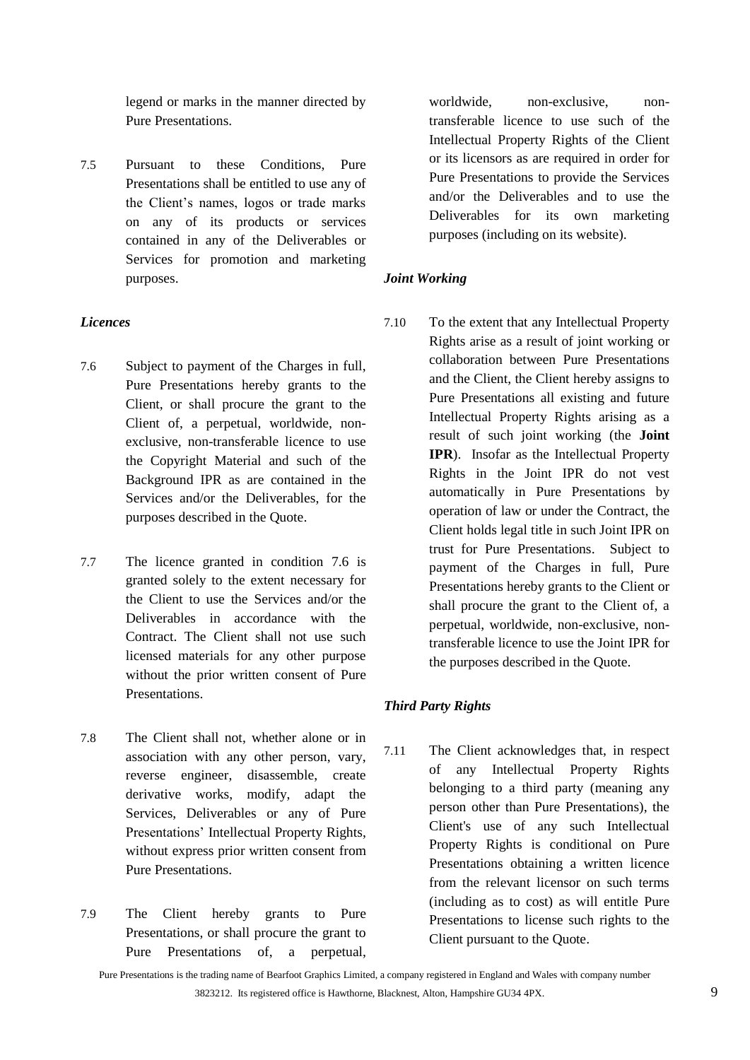legend or marks in the manner directed by Pure Presentations.

7.5 Pursuant to these Conditions, Pure Presentations shall be entitled to use any of the Client's names, logos or trade marks on any of its products or services contained in any of the Deliverables or Services for promotion and marketing purposes.

***Licences***

7.6 Subject to payment of the Charges in full, Pure Presentations hereby grants to the Client, or shall procure the grant to the Client of, a perpetual, worldwide, non-exclusive, non-transferable licence to use the Copyright Material and such of the Background IPR as are contained in the Services and/or the Deliverables, for the purposes described in the Quote.

7.7 The licence granted in condition 7.6 is granted solely to the extent necessary for the Client to use the Services and/or the Deliverables in accordance with the Contract. The Client shall not use such licensed materials for any other purpose without the prior written consent of Pure Presentations.

7.8 The Client shall not, whether alone or in association with any other person, vary, reverse engineer, disassemble, create derivative works, modify, adapt the Services, Deliverables or any of Pure Presentations' Intellectual Property Rights, without express prior written consent from Pure Presentations.

7.9 The Client hereby grants to Pure Presentations, or shall procure the grant to Pure Presentations of, a perpetual, worldwide, non-exclusive, non-transferable licence to use such of the Intellectual Property Rights of the Client or its licensors as are required in order for Pure Presentations to provide the Services and/or the Deliverables and to use the Deliverables for its own marketing purposes (including on its website).

***Joint Working***

7.10 To the extent that any Intellectual Property Rights arise as a result of joint working or collaboration between Pure Presentations and the Client, the Client hereby assigns to Pure Presentations all existing and future Intellectual Property Rights arising as a result of such joint working (the **Joint IPR**). Insofar as the Intellectual Property Rights in the Joint IPR do not vest automatically in Pure Presentations by operation of law or under the Contract, the Client holds legal title in such Joint IPR on trust for Pure Presentations. Subject to payment of the Charges in full, Pure Presentations hereby grants to the Client or shall procure the grant to the Client of, a perpetual, worldwide, non-exclusive, non-transferable licence to use the Joint IPR for the purposes described in the Quote.

***Third Party Rights***

7.11 The Client acknowledges that, in respect of any Intellectual Property Rights belonging to a third party (meaning any person other than Pure Presentations), the Client's use of any such Intellectual Property Rights is conditional on Pure Presentations obtaining a written licence from the relevant licensor on such terms (including as to cost) as will entitle Pure Presentations to license such rights to the Client pursuant to the Quote.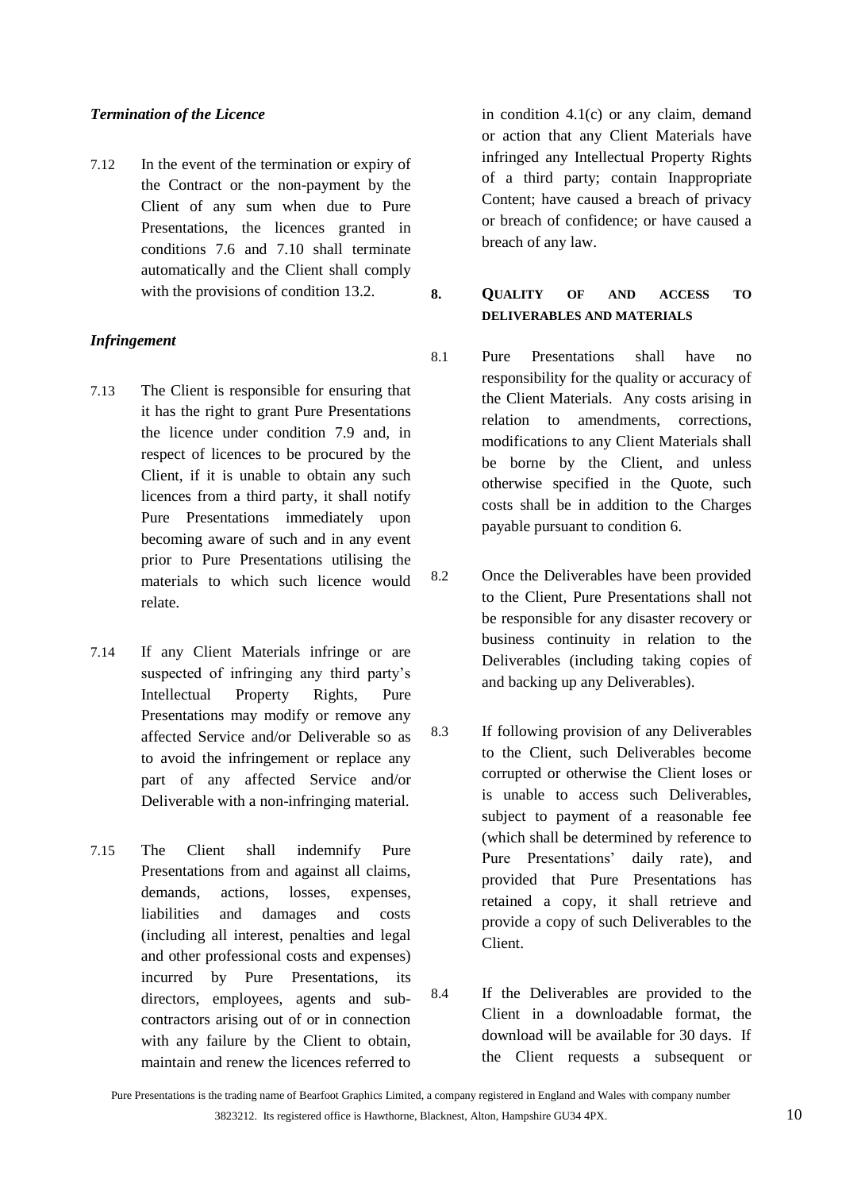***Termination of the Licence***

7.12 In the event of the termination or expiry of the Contract or the non-payment by the Client of any sum when due to Pure Presentations, the licences granted in conditions 7.6 and 7.10 shall terminate automatically and the Client shall comply with the provisions of condition 13.2.

***Infringement***

7.13 The Client is responsible for ensuring that it has the right to grant Pure Presentations the licence under condition 7.9 and, in respect of licences to be procured by the Client, if it is unable to obtain any such licences from a third party, it shall notify Pure Presentations immediately upon becoming aware of such and in any event prior to Pure Presentations utilising the materials to which such licence would relate.

7.14 If any Client Materials infringe or are suspected of infringing any third party's Intellectual Property Rights, Pure Presentations may modify or remove any affected Service and/or Deliverable so as to avoid the infringement or replace any part of any affected Service and/or Deliverable with a non-infringing material.

7.15 The Client shall indemnify Pure Presentations from and against all claims, demands, actions, losses, expenses, liabilities and damages and costs (including all interest, penalties and legal and other professional costs and expenses) incurred by Pure Presentations, its directors, employees, agents and sub-contractors arising out of or in connection with any failure by the Client to obtain, maintain and renew the licences referred to in condition 4.1(c) or any claim, demand or action that any Client Materials have infringed any Intellectual Property Rights of a third party; contain Inappropriate Content; have caused a breach of privacy or breach of confidence; or have caused a breach of any law.

## 8. QUALITY OF AND ACCESS TO DELIVERABLES AND MATERIALS

8.1 Pure Presentations shall have no responsibility for the quality or accuracy of the Client Materials. Any costs arising in relation to amendments, corrections, modifications to any Client Materials shall be borne by the Client, and unless otherwise specified in the Quote, such costs shall be in addition to the Charges payable pursuant to condition 6.

8.2 Once the Deliverables have been provided to the Client, Pure Presentations shall not be responsible for any disaster recovery or business continuity in relation to the Deliverables (including taking copies of and backing up any Deliverables).

8.3 If following provision of any Deliverables to the Client, such Deliverables become corrupted or otherwise the Client loses or is unable to access such Deliverables, subject to payment of a reasonable fee (which shall be determined by reference to Pure Presentations' daily rate), and provided that Pure Presentations has retained a copy, it shall retrieve and provide a copy of such Deliverables to the Client.

8.4 If the Deliverables are provided to the Client in a downloadable format, the download will be available for 30 days. If the Client requests a subsequent or

Pure Presentations is the trading name of Bearfoot Graphics Limited, a company registered in England and Wales with company number 3823212. Its registered office is Hawthorne, Blacknest, Alton, Hampshire GU34 4PX.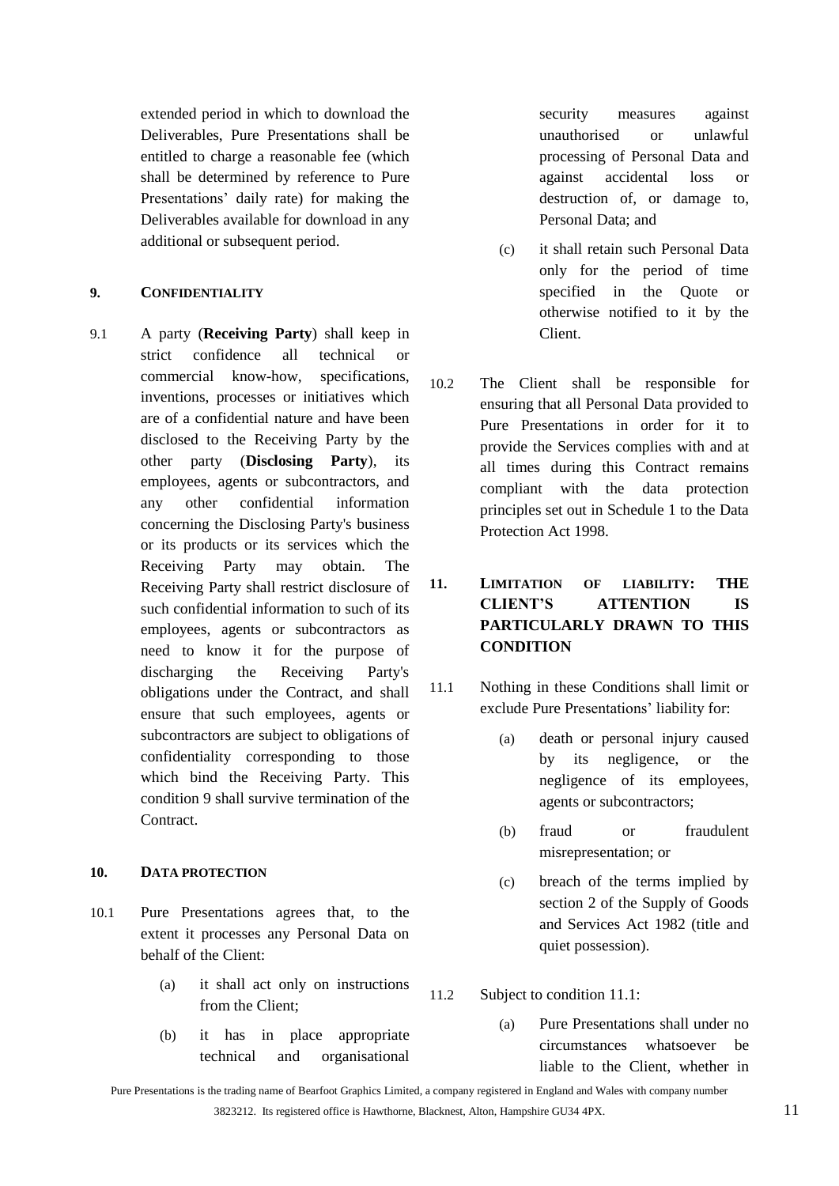extended period in which to download the Deliverables, Pure Presentations shall be entitled to charge a reasonable fee (which shall be determined by reference to Pure Presentations' daily rate) for making the Deliverables available for download in any additional or subsequent period.

## 9. CONFIDENTIALITY

9.1 A party (**Receiving Party**) shall keep in strict confidence all technical or commercial know-how, specifications, inventions, processes or initiatives which are of a confidential nature and have been disclosed to the Receiving Party by the other party (**Disclosing Party**), its employees, agents or subcontractors, and any other confidential information concerning the Disclosing Party's business or its products or its services which the Receiving Party may obtain. The Receiving Party shall restrict disclosure of such confidential information to such of its employees, agents or subcontractors as need to know it for the purpose of discharging the Receiving Party's obligations under the Contract, and shall ensure that such employees, agents or subcontractors are subject to obligations of confidentiality corresponding to those which bind the Receiving Party. This condition 9 shall survive termination of the Contract.

## 10. DATA PROTECTION

10.1 Pure Presentations agrees that, to the extent it processes any Personal Data on behalf of the Client:

(a) it shall act only on instructions from the Client;

(b) it has in place appropriate technical and organisational security measures against unauthorised or unlawful processing of Personal Data and against accidental loss or destruction of, or damage to, Personal Data; and

(c) it shall retain such Personal Data only for the period of time specified in the Quote or otherwise notified to it by the Client.

10.2 The Client shall be responsible for ensuring that all Personal Data provided to Pure Presentations in order for it to provide the Services complies with and at all times during this Contract remains compliant with the data protection principles set out in Schedule 1 to the Data Protection Act 1998.

## 11. LIMITATION OF LIABILITY: THE CLIENT'S ATTENTION IS PARTICULARLY DRAWN TO THIS CONDITION

11.1 Nothing in these Conditions shall limit or exclude Pure Presentations' liability for:

(a) death or personal injury caused by its negligence, or the negligence of its employees, agents or subcontractors;

(b) fraud or fraudulent misrepresentation; or

(c) breach of the terms implied by section 2 of the Supply of Goods and Services Act 1982 (title and quiet possession).

11.2 Subject to condition 11.1:

(a) Pure Presentations shall under no circumstances whatsoever be liable to the Client, whether in

Pure Presentations is the trading name of Bearfoot Graphics Limited, a company registered in England and Wales with company number 3823212. Its registered office is Hawthorne, Blacknest, Alton, Hampshire GU34 4PX.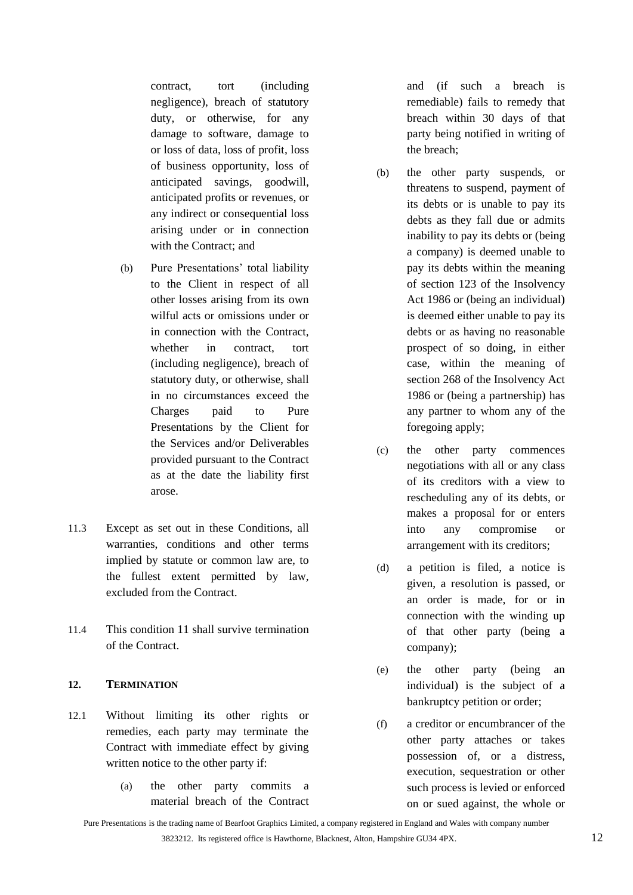contract, tort (including negligence), breach of statutory duty, or otherwise, for any damage to software, damage to or loss of data, loss of profit, loss of business opportunity, loss of anticipated savings, goodwill, anticipated profits or revenues, or any indirect or consequential loss arising under or in connection with the Contract; and

(b) Pure Presentations' total liability to the Client in respect of all other losses arising from its own wilful acts or omissions under or in connection with the Contract, whether in contract, tort (including negligence), breach of statutory duty, or otherwise, shall in no circumstances exceed the Charges paid to Pure Presentations by the Client for the Services and/or Deliverables provided pursuant to the Contract as at the date the liability first arose.

11.3 Except as set out in these Conditions, all warranties, conditions and other terms implied by statute or common law are, to the fullest extent permitted by law, excluded from the Contract.

11.4 This condition 11 shall survive termination of the Contract.

**12. TERMINATION**

12.1 Without limiting its other rights or remedies, each party may terminate the Contract with immediate effect by giving written notice to the other party if:

(a) the other party commits a material breach of the Contract and (if such a breach is remediable) fails to remedy that breach within 30 days of that party being notified in writing of the breach;

(b) the other party suspends, or threatens to suspend, payment of its debts or is unable to pay its debts as they fall due or admits inability to pay its debts or (being a company) is deemed unable to pay its debts within the meaning of section 123 of the Insolvency Act 1986 or (being an individual) is deemed either unable to pay its debts or as having no reasonable prospect of so doing, in either case, within the meaning of section 268 of the Insolvency Act 1986 or (being a partnership) has any partner to whom any of the foregoing apply;

(c) the other party commences negotiations with all or any class of its creditors with a view to rescheduling any of its debts, or makes a proposal for or enters into any compromise or arrangement with its creditors;

(d) a petition is filed, a notice is given, a resolution is passed, or an order is made, for or in connection with the winding up of that other party (being a company);

(e) the other party (being an individual) is the subject of a bankruptcy petition or order;

(f) a creditor or encumbrancer of the other party attaches or takes possession of, or a distress, execution, sequestration or other such process is levied or enforced on or sued against, the whole or

Pure Presentations is the trading name of Bearfoot Graphics Limited, a company registered in England and Wales with company number 3823212. Its registered office is Hawthorne, Blacknest, Alton, Hampshire GU34 4PX.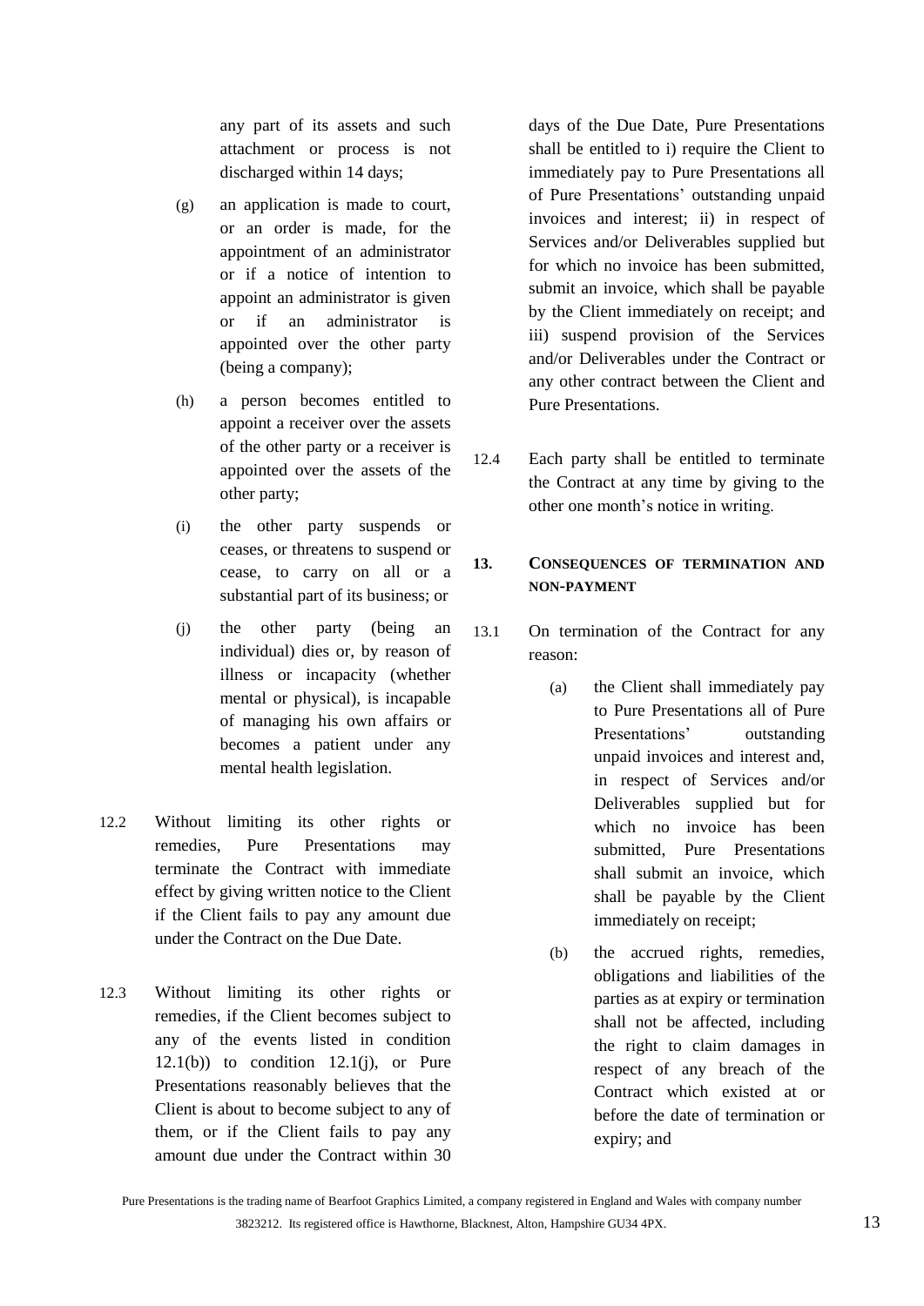any part of its assets and such attachment or process is not discharged within 14 days;

(g) an application is made to court, or an order is made, for the appointment of an administrator or if a notice of intention to appoint an administrator is given or if an administrator is appointed over the other party (being a company);

(h) a person becomes entitled to appoint a receiver over the assets of the other party or a receiver is appointed over the assets of the other party;

(i) the other party suspends or ceases, or threatens to suspend or cease, to carry on all or a substantial part of its business; or

(j) the other party (being an individual) dies or, by reason of illness or incapacity (whether mental or physical), is incapable of managing his own affairs or becomes a patient under any mental health legislation.

12.2 Without limiting its other rights or remedies, Pure Presentations may terminate the Contract with immediate effect by giving written notice to the Client if the Client fails to pay any amount due under the Contract on the Due Date.

12.3 Without limiting its other rights or remedies, if the Client becomes subject to any of the events listed in condition 12.1(b)) to condition 12.1(j), or Pure Presentations reasonably believes that the Client is about to become subject to any of them, or if the Client fails to pay any amount due under the Contract within 30 days of the Due Date, Pure Presentations shall be entitled to i) require the Client to immediately pay to Pure Presentations all of Pure Presentations' outstanding unpaid invoices and interest; ii) in respect of Services and/or Deliverables supplied but for which no invoice has been submitted, submit an invoice, which shall be payable by the Client immediately on receipt; and iii) suspend provision of the Services and/or Deliverables under the Contract or any other contract between the Client and Pure Presentations.

12.4 Each party shall be entitled to terminate the Contract at any time by giving to the other one month's notice in writing.

## 13. CONSEQUENCES OF TERMINATION AND NON-PAYMENT

13.1 On termination of the Contract for any reason:

(a) the Client shall immediately pay to Pure Presentations all of Pure Presentations' outstanding unpaid invoices and interest and, in respect of Services and/or Deliverables supplied but for which no invoice has been submitted, Pure Presentations shall submit an invoice, which shall be payable by the Client immediately on receipt;

(b) the accrued rights, remedies, obligations and liabilities of the parties as at expiry or termination shall not be affected, including the right to claim damages in respect of any breach of the Contract which existed at or before the date of termination or expiry; and

Pure Presentations is the trading name of Bearfoot Graphics Limited, a company registered in England and Wales with company number 3823212. Its registered office is Hawthorne, Blacknest, Alton, Hampshire GU34 4PX.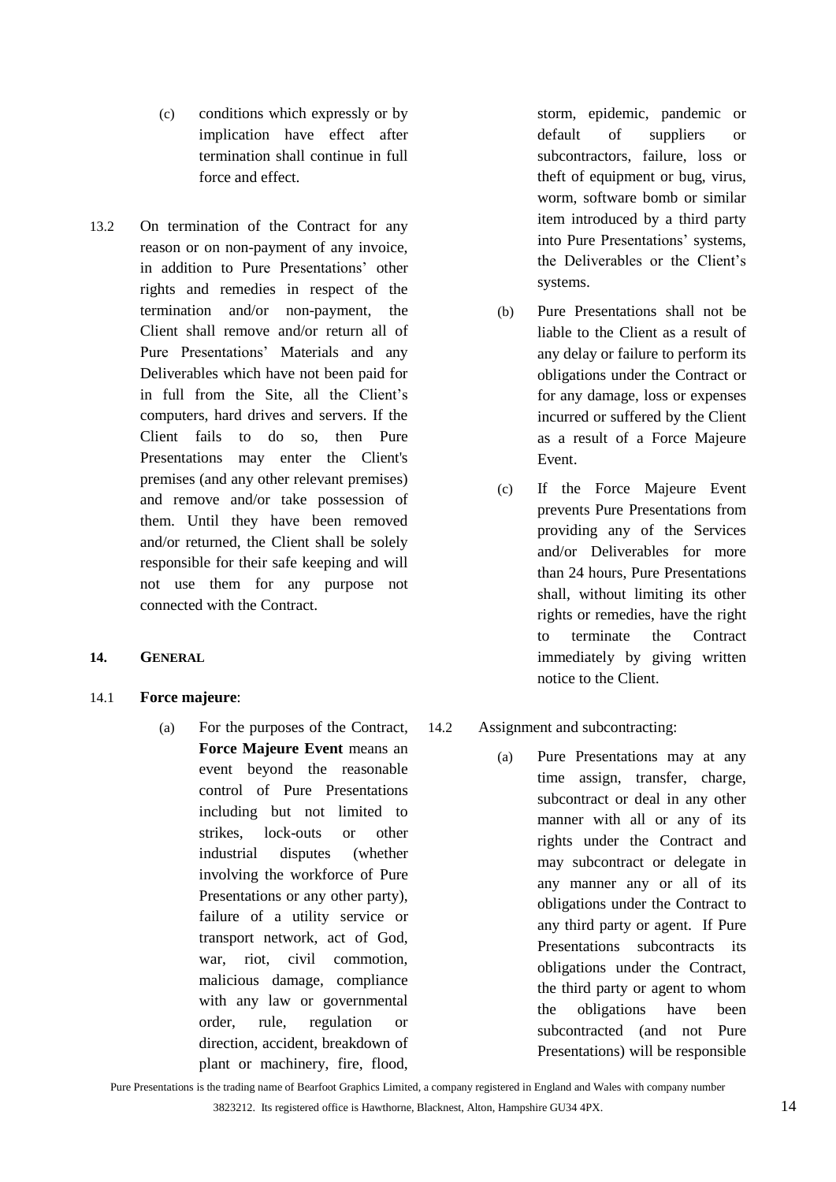(c) conditions which expressly or by implication have effect after termination shall continue in full force and effect.

13.2 On termination of the Contract for any reason or on non-payment of any invoice, in addition to Pure Presentations' other rights and remedies in respect of the termination and/or non-payment, the Client shall remove and/or return all of Pure Presentations' Materials and any Deliverables which have not been paid for in full from the Site, all the Client's computers, hard drives and servers. If the Client fails to do so, then Pure Presentations may enter the Client's premises (and any other relevant premises) and remove and/or take possession of them. Until they have been removed and/or returned, the Client shall be solely responsible for their safe keeping and will not use them for any purpose not connected with the Contract.

## 14. GENERAL

14.1 **Force majeure**:

(a) For the purposes of the Contract, **Force Majeure Event** means an event beyond the reasonable control of Pure Presentations including but not limited to strikes, lock-outs or other industrial disputes (whether involving the workforce of Pure Presentations or any other party), failure of a utility service or transport network, act of God, war, riot, civil commotion, malicious damage, compliance with any law or governmental order, rule, regulation or direction, accident, breakdown of plant or machinery, fire, flood, storm, epidemic, pandemic or default of suppliers or subcontractors, failure, loss or theft of equipment or bug, virus, worm, software bomb or similar item introduced by a third party into Pure Presentations' systems, the Deliverables or the Client's systems.

(b) Pure Presentations shall not be liable to the Client as a result of any delay or failure to perform its obligations under the Contract or for any damage, loss or expenses incurred or suffered by the Client as a result of a Force Majeure Event.

(c) If the Force Majeure Event prevents Pure Presentations from providing any of the Services and/or Deliverables for more than 24 hours, Pure Presentations shall, without limiting its other rights or remedies, have the right to terminate the Contract immediately by giving written notice to the Client.

14.2 Assignment and subcontracting:

(a) Pure Presentations may at any time assign, transfer, charge, subcontract or deal in any other manner with all or any of its rights under the Contract and may subcontract or delegate in any manner any or all of its obligations under the Contract to any third party or agent. If Pure Presentations subcontracts its obligations under the Contract, the third party or agent to whom the obligations have been subcontracted (and not Pure Presentations) will be responsible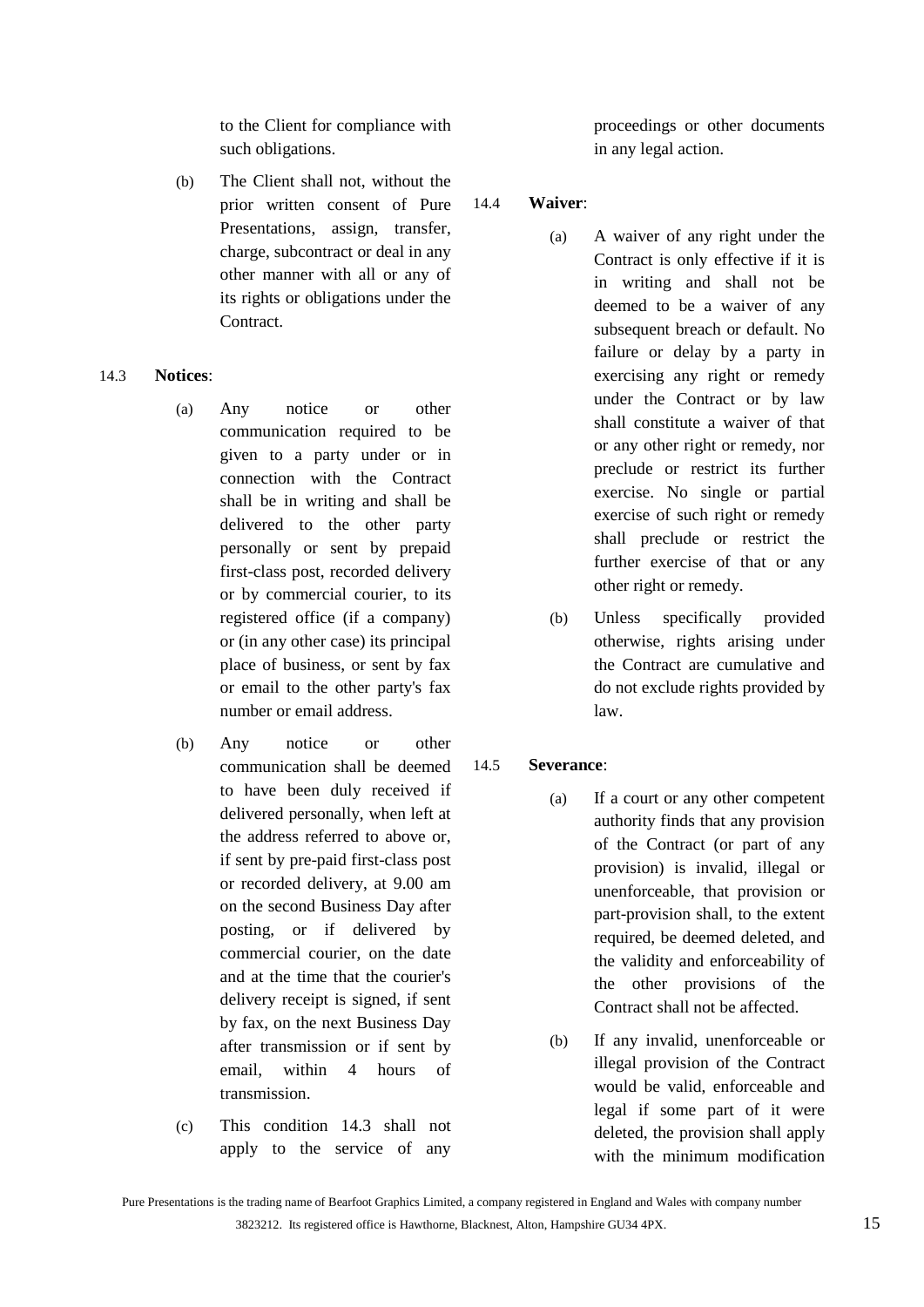to the Client for compliance with such obligations.

(b) The Client shall not, without the prior written consent of Pure Presentations, assign, transfer, charge, subcontract or deal in any other manner with all or any of its rights or obligations under the Contract.

14.3 **Notices**:

(a) Any notice or other communication required to be given to a party under or in connection with the Contract shall be in writing and shall be delivered to the other party personally or sent by prepaid first-class post, recorded delivery or by commercial courier, to its registered office (if a company) or (in any other case) its principal place of business, or sent by fax or email to the other party's fax number or email address.

(b) Any notice or other communication shall be deemed to have been duly received if delivered personally, when left at the address referred to above or, if sent by pre-paid first-class post or recorded delivery, at 9.00 am on the second Business Day after posting, or if delivered by commercial courier, on the date and at the time that the courier's delivery receipt is signed, if sent by fax, on the next Business Day after transmission or if sent by email, within 4 hours of transmission.

(c) This condition 14.3 shall not apply to the service of any proceedings or other documents in any legal action.

14.4 **Waiver**:

(a) A waiver of any right under the Contract is only effective if it is in writing and shall not be deemed to be a waiver of any subsequent breach or default. No failure or delay by a party in exercising any right or remedy under the Contract or by law shall constitute a waiver of that or any other right or remedy, nor preclude or restrict its further exercise. No single or partial exercise of such right or remedy shall preclude or restrict the further exercise of that or any other right or remedy.

(b) Unless specifically provided otherwise, rights arising under the Contract are cumulative and do not exclude rights provided by law.

14.5 **Severance**:

(a) If a court or any other competent authority finds that any provision of the Contract (or part of any provision) is invalid, illegal or unenforceable, that provision or part-provision shall, to the extent required, be deemed deleted, and the validity and enforceability of the other provisions of the Contract shall not be affected.

(b) If any invalid, unenforceable or illegal provision of the Contract would be valid, enforceable and legal if some part of it were deleted, the provision shall apply with the minimum modification

Pure Presentations is the trading name of Bearfoot Graphics Limited, a company registered in England and Wales with company number 3823212. Its registered office is Hawthorne, Blacknest, Alton, Hampshire GU34 4PX.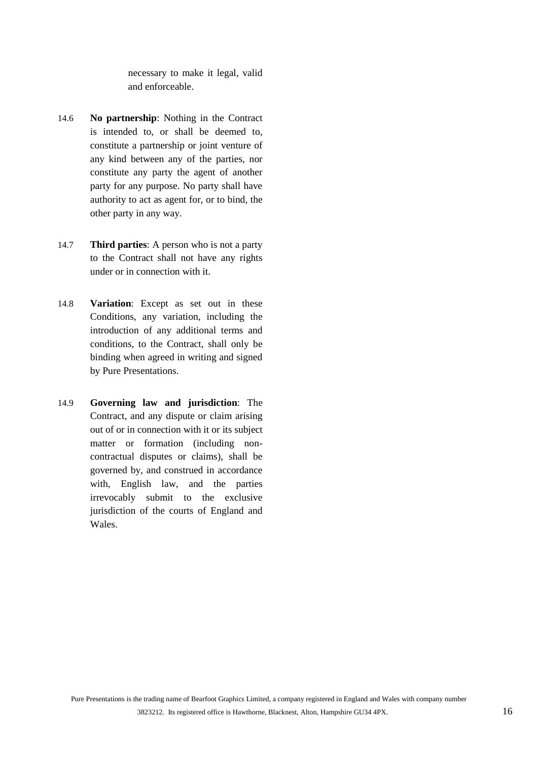necessary to make it legal, valid and enforceable.

14.6 **No partnership**: Nothing in the Contract is intended to, or shall be deemed to, constitute a partnership or joint venture of any kind between any of the parties, nor constitute any party the agent of another party for any purpose. No party shall have authority to act as agent for, or to bind, the other party in any way.

14.7 **Third parties**: A person who is not a party to the Contract shall not have any rights under or in connection with it.

14.8 **Variation**: Except as set out in these Conditions, any variation, including the introduction of any additional terms and conditions, to the Contract, shall only be binding when agreed in writing and signed by Pure Presentations.

14.9 **Governing law and jurisdiction**: The Contract, and any dispute or claim arising out of or in connection with it or its subject matter or formation (including non-contractual disputes or claims), shall be governed by, and construed in accordance with, English law, and the parties irrevocably submit to the exclusive jurisdiction of the courts of England and Wales.

Pure Presentations is the trading name of Bearfoot Graphics Limited, a company registered in England and Wales with company number 3823212. Its registered office is Hawthorne, Blacknest, Alton, Hampshire GU34 4PX.